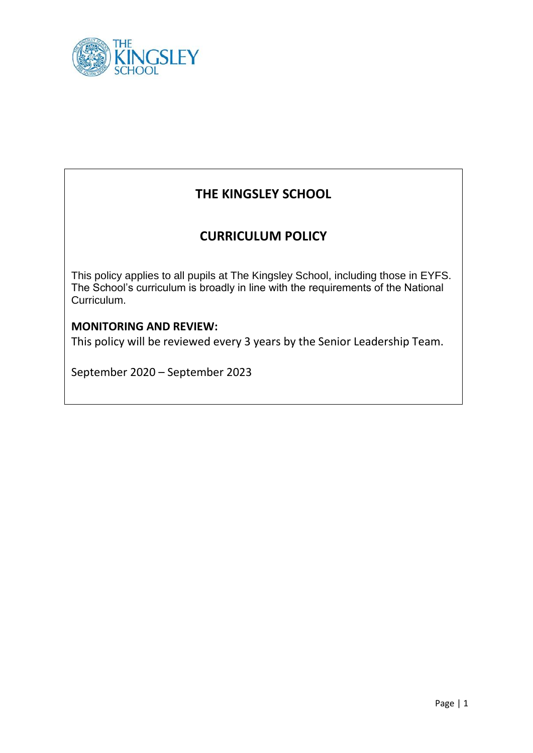# THE KINGSLEY SCHOOL

## CURRICULUM POLICY

This policy applies to all pupils at The Kingsley School, including those in EYFS. The School's curriculum is broadly in line with the requirements of the National Curriculum.

**MONITORING AND REVIEW:**

This policy will be reviewed every 3 years by the Senior Leadership Team.

September 2020 – September 2023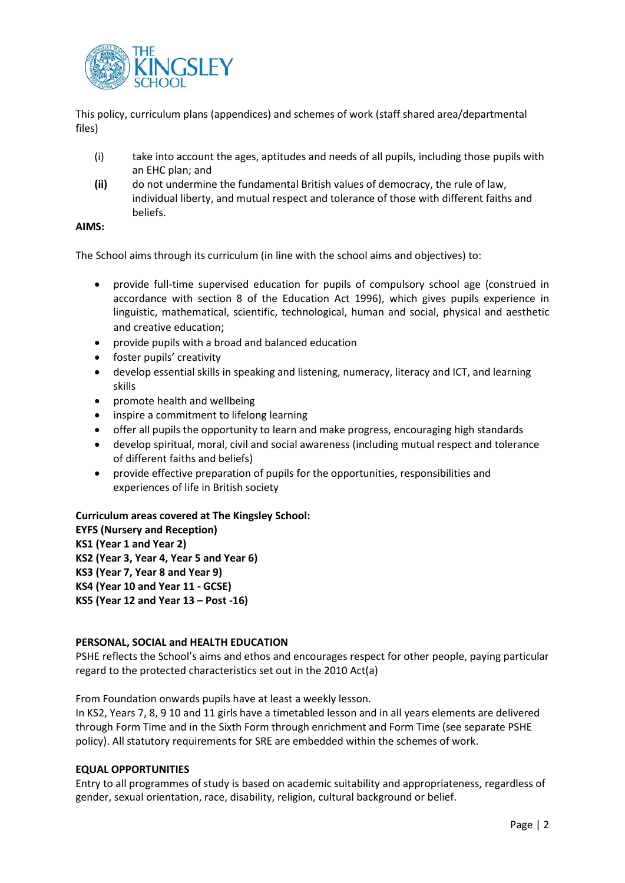This policy, curriculum plans (appendices) and schemes of work (staff shared area/departmental files)

(i) take into account the ages, aptitudes and needs of all pupils, including those pupils with an EHC plan; and

**(ii)** do not undermine the fundamental British values of democracy, the rule of law, individual liberty, and mutual respect and tolerance of those with different faiths and beliefs.

**AIMS:**

The School aims through its curriculum (in line with the school aims and objectives) to:

- provide full-time supervised education for pupils of compulsory school age (construed in accordance with section 8 of the Education Act 1996), which gives pupils experience in linguistic, mathematical, scientific, technological, human and social, physical and aesthetic and creative education;
- provide pupils with a broad and balanced education
- foster pupils' creativity
- develop essential skills in speaking and listening, numeracy, literacy and ICT, and learning skills
- promote health and wellbeing
- inspire a commitment to lifelong learning
- offer all pupils the opportunity to learn and make progress, encouraging high standards
- develop spiritual, moral, civil and social awareness (including mutual respect and tolerance of different faiths and beliefs)
- provide effective preparation of pupils for the opportunities, responsibilities and experiences of life in British society

**Curriculum areas covered at The Kingsley School:**
**EYFS (Nursery and Reception)**
**KS1 (Year 1 and Year 2)**
**KS2 (Year 3, Year 4, Year 5 and Year 6)**
**KS3 (Year 7, Year 8 and Year 9)**
**KS4 (Year 10 and Year 11 - GCSE)**
**KS5 (Year 12 and Year 13 – Post -16)**

**PERSONAL, SOCIAL and HEALTH EDUCATION**

PSHE reflects the School's aims and ethos and encourages respect for other people, paying particular regard to the protected characteristics set out in the 2010 Act(a)

From Foundation onwards pupils have at least a weekly lesson.
In KS2, Years 7, 8, 9 10 and 11 girls have a timetabled lesson and in all years elements are delivered through Form Time and in the Sixth Form through enrichment and Form Time (see separate PSHE policy). All statutory requirements for SRE are embedded within the schemes of work.

**EQUAL OPPORTUNITIES**

Entry to all programmes of study is based on academic suitability and appropriateness, regardless of gender, sexual orientation, race, disability, religion, cultural background or belief.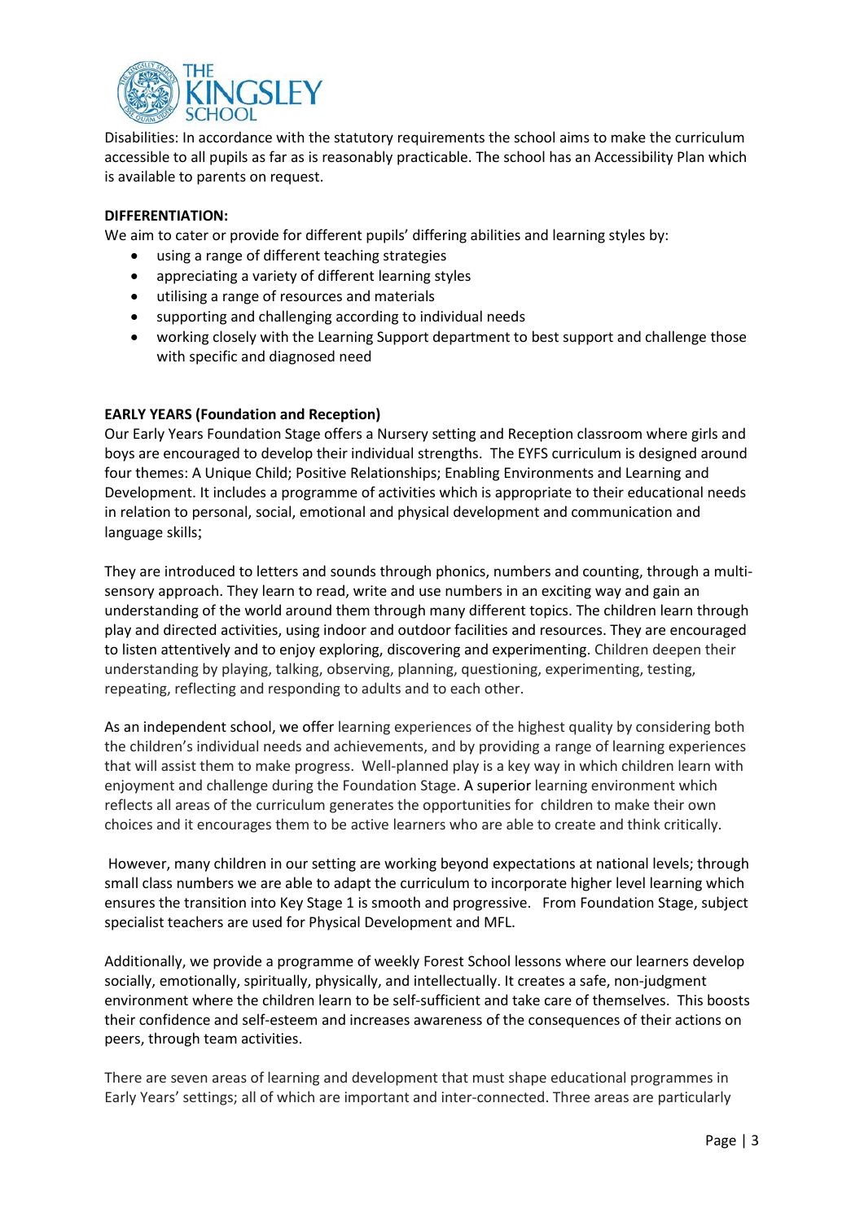Disabilities: In accordance with the statutory requirements the school aims to make the curriculum accessible to all pupils as far as is reasonably practicable. The school has an Accessibility Plan which is available to parents on request.

**DIFFERENTIATION:**

We aim to cater or provide for different pupils' differing abilities and learning styles by:

- using a range of different teaching strategies
- appreciating a variety of different learning styles
- utilising a range of resources and materials
- supporting and challenging according to individual needs
- working closely with the Learning Support department to best support and challenge those with specific and diagnosed need

**EARLY YEARS (Foundation and Reception)**

Our Early Years Foundation Stage offers a Nursery setting and Reception classroom where girls and boys are encouraged to develop their individual strengths. The EYFS curriculum is designed around four themes: A Unique Child; Positive Relationships; Enabling Environments and Learning and Development. It includes a programme of activities which is appropriate to their educational needs in relation to personal, social, emotional and physical development and communication and language skills;

They are introduced to letters and sounds through phonics, numbers and counting, through a multi-sensory approach. They learn to read, write and use numbers in an exciting way and gain an understanding of the world around them through many different topics. The children learn through play and directed activities, using indoor and outdoor facilities and resources. They are encouraged to listen attentively and to enjoy exploring, discovering and experimenting. Children deepen their understanding by playing, talking, observing, planning, questioning, experimenting, testing, repeating, reflecting and responding to adults and to each other.

As an independent school, we offer learning experiences of the highest quality by considering both the children's individual needs and achievements, and by providing a range of learning experiences that will assist them to make progress. Well-planned play is a key way in which children learn with enjoyment and challenge during the Foundation Stage. A superior learning environment which reflects all areas of the curriculum generates the opportunities for children to make their own choices and it encourages them to be active learners who are able to create and think critically.

However, many children in our setting are working beyond expectations at national levels; through small class numbers we are able to adapt the curriculum to incorporate higher level learning which ensures the transition into Key Stage 1 is smooth and progressive. From Foundation Stage, subject specialist teachers are used for Physical Development and MFL.

Additionally, we provide a programme of weekly Forest School lessons where our learners develop socially, emotionally, spiritually, physically, and intellectually. It creates a safe, non-judgment environment where the children learn to be self-sufficient and take care of themselves. This boosts their confidence and self-esteem and increases awareness of the consequences of their actions on peers, through team activities.

There are seven areas of learning and development that must shape educational programmes in Early Years' settings; all of which are important and inter-connected. Three areas are particularly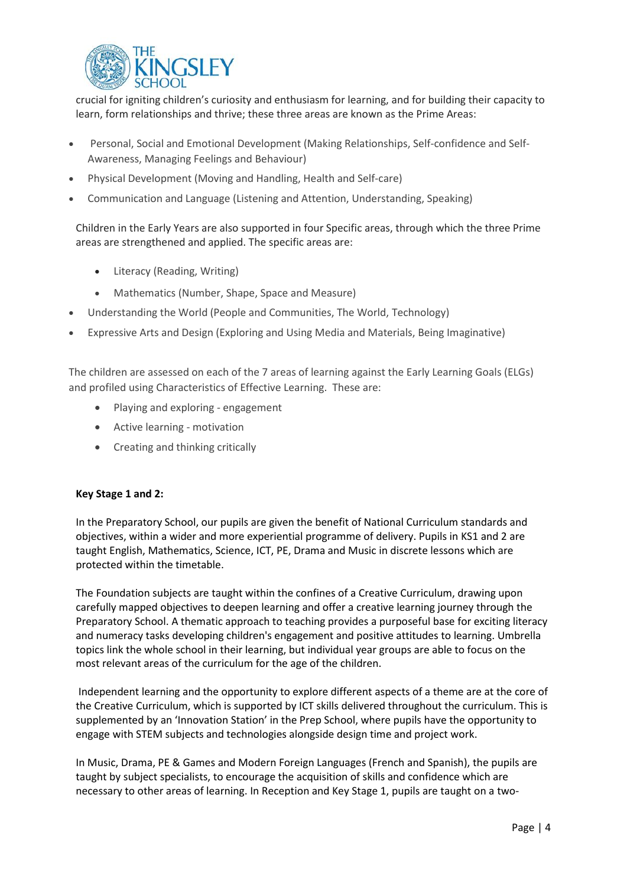crucial for igniting children's curiosity and enthusiasm for learning, and for building their capacity to learn, form relationships and thrive; these three areas are known as the Prime Areas:

- Personal, Social and Emotional Development (Making Relationships, Self-confidence and Self-Awareness, Managing Feelings and Behaviour)
- Physical Development (Moving and Handling, Health and Self-care)
- Communication and Language (Listening and Attention, Understanding, Speaking)

Children in the Early Years are also supported in four Specific areas, through which the three Prime areas are strengthened and applied. The specific areas are:

- Literacy (Reading, Writing)
- Mathematics (Number, Shape, Space and Measure)
- Understanding the World (People and Communities, The World, Technology)
- Expressive Arts and Design (Exploring and Using Media and Materials, Being Imaginative)

The children are assessed on each of the 7 areas of learning against the Early Learning Goals (ELGs) and profiled using Characteristics of Effective Learning. These are:

- Playing and exploring - engagement
- Active learning - motivation
- Creating and thinking critically

**Key Stage 1 and 2:**

In the Preparatory School, our pupils are given the benefit of National Curriculum standards and objectives, within a wider and more experiential programme of delivery. Pupils in KS1 and 2 are taught English, Mathematics, Science, ICT, PE, Drama and Music in discrete lessons which are protected within the timetable.

The Foundation subjects are taught within the confines of a Creative Curriculum, drawing upon carefully mapped objectives to deepen learning and offer a creative learning journey through the Preparatory School. A thematic approach to teaching provides a purposeful base for exciting literacy and numeracy tasks developing children's engagement and positive attitudes to learning. Umbrella topics link the whole school in their learning, but individual year groups are able to focus on the most relevant areas of the curriculum for the age of the children.

Independent learning and the opportunity to explore different aspects of a theme are at the core of the Creative Curriculum, which is supported by ICT skills delivered throughout the curriculum. This is supplemented by an 'Innovation Station' in the Prep School, where pupils have the opportunity to engage with STEM subjects and technologies alongside design time and project work.

In Music, Drama, PE & Games and Modern Foreign Languages (French and Spanish), the pupils are taught by subject specialists, to encourage the acquisition of skills and confidence which are necessary to other areas of learning. In Reception and Key Stage 1, pupils are taught on a two-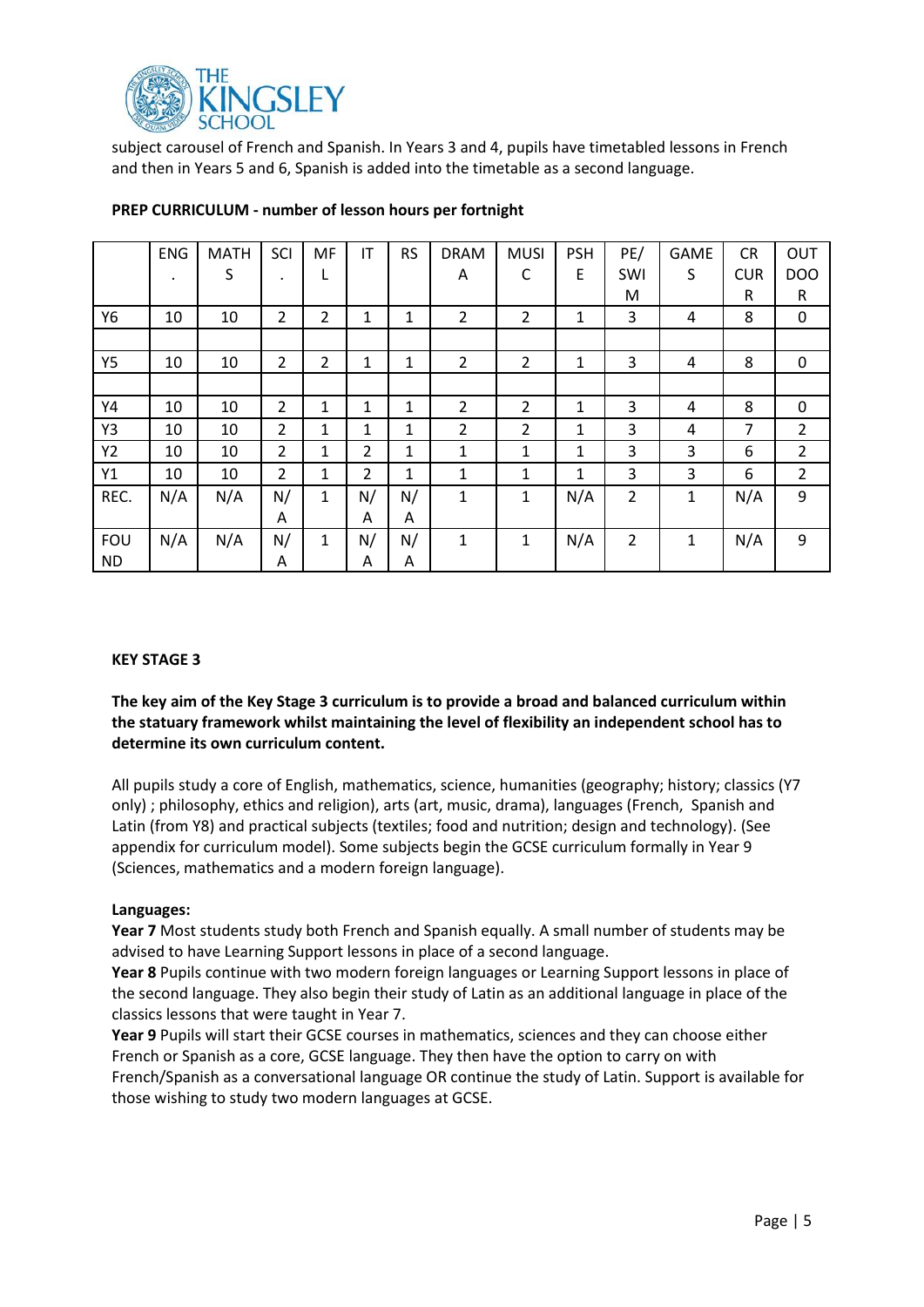subject carousel of French and Spanish. In Years 3 and 4, pupils have timetabled lessons in French and then in Years 5 and 6, Spanish is added into the timetable as a second language.

**PREP CURRICULUM - number of lesson hours per fortnight**

| | ENG. | MATHS | SCI. | MFL | IT | RS | DRAMA | MUSIC | PSHE | PE/SWIM | GAMES | CR CURR | OUTDOOR |
|---|---|---|---|---|---|---|---|---|---|---|---|---|---|
| Y6 | 10 | 10 | 2 | 2 | 1 | 1 | 2 | 2 | 1 | 3 | 4 | 8 | 0 |
| | | | | | | | | | | | | | |
| Y5 | 10 | 10 | 2 | 2 | 1 | 1 | 2 | 2 | 1 | 3 | 4 | 8 | 0 |
| | | | | | | | | | | | | | |
| Y4 | 10 | 10 | 2 | 1 | 1 | 1 | 2 | 2 | 1 | 3 | 4 | 8 | 0 |
| Y3 | 10 | 10 | 2 | 1 | 1 | 1 | 2 | 2 | 1 | 3 | 4 | 7 | 2 |
| Y2 | 10 | 10 | 2 | 1 | 2 | 1 | 1 | 1 | 1 | 3 | 3 | 6 | 2 |
| Y1 | 10 | 10 | 2 | 1 | 2 | 1 | 1 | 1 | 1 | 3 | 3 | 6 | 2 |
| REC. | N/A | N/A | N/A | 1 | N/A | N/A | 1 | 1 | N/A | 2 | 1 | N/A | 9 |
| FOUND | N/A | N/A | N/A | 1 | N/A | N/A | 1 | 1 | N/A | 2 | 1 | N/A | 9 |

**KEY STAGE 3**

**The key aim of the Key Stage 3 curriculum is to provide a broad and balanced curriculum within the statuary framework whilst maintaining the level of flexibility an independent school has to determine its own curriculum content.**

All pupils study a core of English, mathematics, science, humanities (geography; history; classics (Y7 only) ; philosophy, ethics and religion), arts (art, music, drama), languages (French, Spanish and Latin (from Y8) and practical subjects (textiles; food and nutrition; design and technology). (See appendix for curriculum model). Some subjects begin the GCSE curriculum formally in Year 9 (Sciences, mathematics and a modern foreign language).

**Languages:**

**Year 7** Most students study both French and Spanish equally. A small number of students may be advised to have Learning Support lessons in place of a second language.

**Year 8** Pupils continue with two modern foreign languages or Learning Support lessons in place of the second language. They also begin their study of Latin as an additional language in place of the classics lessons that were taught in Year 7.

**Year 9** Pupils will start their GCSE courses in mathematics, sciences and they can choose either French or Spanish as a core, GCSE language. They then have the option to carry on with French/Spanish as a conversational language OR continue the study of Latin. Support is available for those wishing to study two modern languages at GCSE.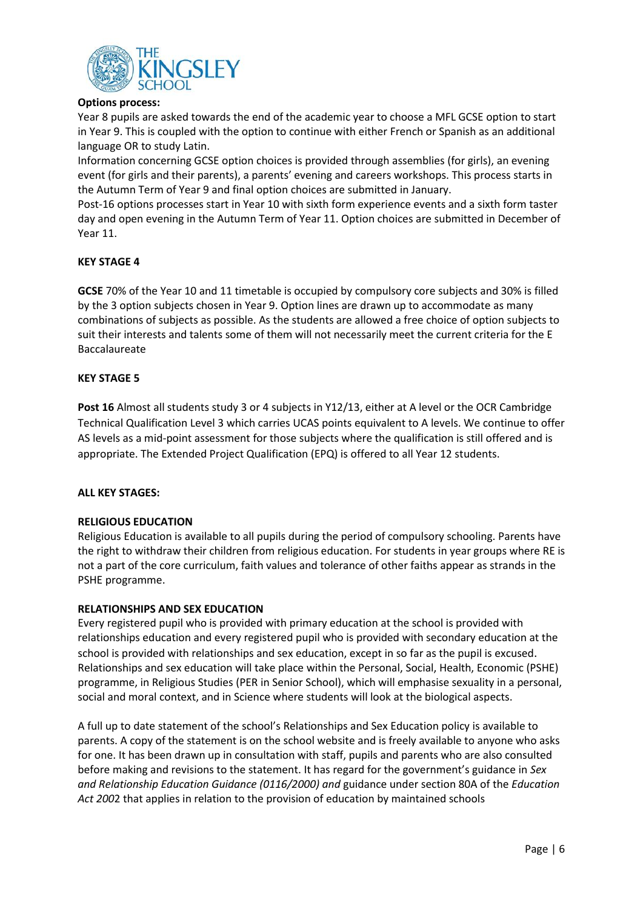**Options process:**

Year 8 pupils are asked towards the end of the academic year to choose a MFL GCSE option to start in Year 9. This is coupled with the option to continue with either French or Spanish as an additional language OR to study Latin.

Information concerning GCSE option choices is provided through assemblies (for girls), an evening event (for girls and their parents), a parents' evening and careers workshops. This process starts in the Autumn Term of Year 9 and final option choices are submitted in January.

Post-16 options processes start in Year 10 with sixth form experience events and a sixth form taster day and open evening in the Autumn Term of Year 11. Option choices are submitted in December of Year 11.

**KEY STAGE 4**

**GCSE** 70% of the Year 10 and 11 timetable is occupied by compulsory core subjects and 30% is filled by the 3 option subjects chosen in Year 9. Option lines are drawn up to accommodate as many combinations of subjects as possible. As the students are allowed a free choice of option subjects to suit their interests and talents some of them will not necessarily meet the current criteria for the E Baccalaureate

**KEY STAGE 5**

**Post 16** Almost all students study 3 or 4 subjects in Y12/13, either at A level or the OCR Cambridge Technical Qualification Level 3 which carries UCAS points equivalent to A levels. We continue to offer AS levels as a mid-point assessment for those subjects where the qualification is still offered and is appropriate. The Extended Project Qualification (EPQ) is offered to all Year 12 students.

**ALL KEY STAGES:**

**RELIGIOUS EDUCATION**

Religious Education is available to all pupils during the period of compulsory schooling. Parents have the right to withdraw their children from religious education. For students in year groups where RE is not a part of the core curriculum, faith values and tolerance of other faiths appear as strands in the PSHE programme.

**RELATIONSHIPS AND SEX EDUCATION**

Every registered pupil who is provided with primary education at the school is provided with relationships education and every registered pupil who is provided with secondary education at the school is provided with relationships and sex education, except in so far as the pupil is excused. Relationships and sex education will take place within the Personal, Social, Health, Economic (PSHE) programme, in Religious Studies (PER in Senior School), which will emphasise sexuality in a personal, social and moral context, and in Science where students will look at the biological aspects.

A full up to date statement of the school's Relationships and Sex Education policy is available to parents. A copy of the statement is on the school website and is freely available to anyone who asks for one. It has been drawn up in consultation with staff, pupils and parents who are also consulted before making and revisions to the statement. It has regard for the government's guidance in *Sex and Relationship Education Guidance (0116/2000) and* guidance under section 80A of the *Education Act 200*2 that applies in relation to the provision of education by maintained schools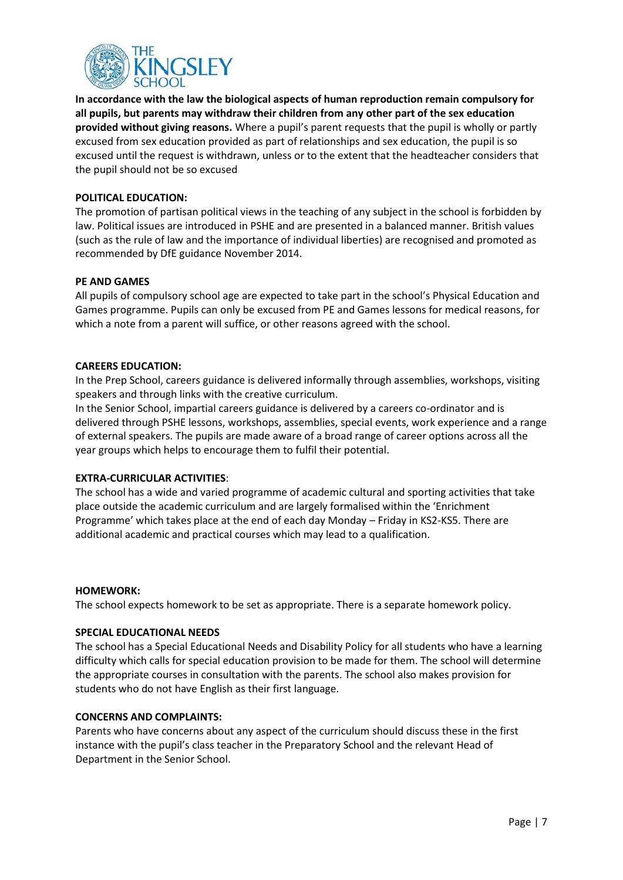**In accordance with the law the biological aspects of human reproduction remain compulsory for all pupils, but parents may withdraw their children from any other part of the sex education provided without giving reasons.** Where a pupil's parent requests that the pupil is wholly or partly excused from sex education provided as part of relationships and sex education, the pupil is so excused until the request is withdrawn, unless or to the extent that the headteacher considers that the pupil should not be so excused

**POLITICAL EDUCATION:**
The promotion of partisan political views in the teaching of any subject in the school is forbidden by law. Political issues are introduced in PSHE and are presented in a balanced manner. British values (such as the rule of law and the importance of individual liberties) are recognised and promoted as recommended by DfE guidance November 2014.

**PE AND GAMES**
All pupils of compulsory school age are expected to take part in the school's Physical Education and Games programme. Pupils can only be excused from PE and Games lessons for medical reasons, for which a note from a parent will suffice, or other reasons agreed with the school.

**CAREERS EDUCATION:**
In the Prep School, careers guidance is delivered informally through assemblies, workshops, visiting speakers and through links with the creative curriculum.
In the Senior School, impartial careers guidance is delivered by a careers co-ordinator and is delivered through PSHE lessons, workshops, assemblies, special events, work experience and a range of external speakers. The pupils are made aware of a broad range of career options across all the year groups which helps to encourage them to fulfil their potential.

**EXTRA-CURRICULAR ACTIVITIES**:
The school has a wide and varied programme of academic cultural and sporting activities that take place outside the academic curriculum and are largely formalised within the 'Enrichment Programme' which takes place at the end of each day Monday – Friday in KS2-KS5. There are additional academic and practical courses which may lead to a qualification.

**HOMEWORK:**
The school expects homework to be set as appropriate. There is a separate homework policy.

**SPECIAL EDUCATIONAL NEEDS**
The school has a Special Educational Needs and Disability Policy for all students who have a learning difficulty which calls for special education provision to be made for them. The school will determine the appropriate courses in consultation with the parents. The school also makes provision for students who do not have English as their first language.

**CONCERNS AND COMPLAINTS:**
Parents who have concerns about any aspect of the curriculum should discuss these in the first instance with the pupil's class teacher in the Preparatory School and the relevant Head of Department in the Senior School.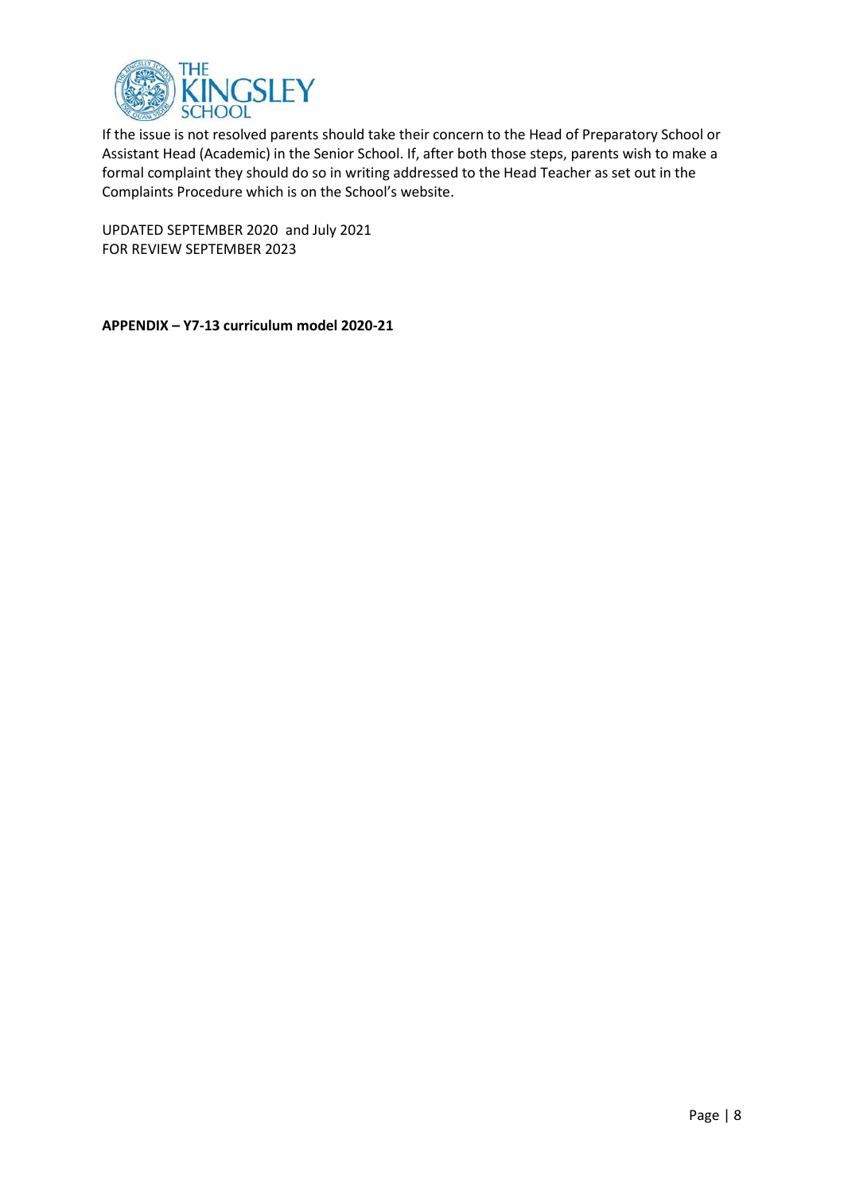If the issue is not resolved parents should take their concern to the Head of Preparatory School or Assistant Head (Academic) in the Senior School. If, after both those steps, parents wish to make a formal complaint they should do so in writing addressed to the Head Teacher as set out in the Complaints Procedure which is on the School's website.

UPDATED SEPTEMBER 2020 and July 2021
FOR REVIEW SEPTEMBER 2023

**APPENDIX – Y7-13 curriculum model 2020-21**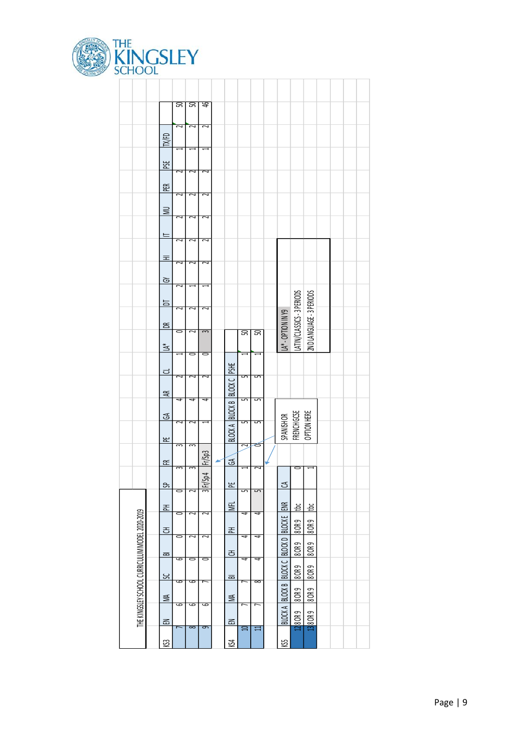THE KINGSLEY SCHOOL CURRICULUM MODEL 2020-2019

| KS3 | EN | MA | SC | BI | CH | PH | SP | FR | PE | GA | AR | CL | LA* | DR | DT | GY | HI | IT | MU | PER | PSE | TX/FD | |
|---|---|---|---|---|---|---|---|---|---|---|---|---|---|---|---|---|---|---|---|---|---|---|---|
| 7 | 6 | 6 | 6 | 0 | 0 | 0 | 3 | 3 | 2 | 4 | 2 | 1 | 0 | 2 | 2 | 2 | 2 | 2 | 2 | 2 | 1 | 2 | 50 |
| 8 | 6 | 6 | 0 | 2 | 2 | 2 | 3 | 3 | 2 | 4 | 2 | 0 | 2 | 2 | 2 | 1 | 2 | 2 | 2 | 2 | 1 | 2 | 50 |
| 9 | 6 | 7 | 0 | 2 | 2 | 3 | Fr/Sp4 | Fr/Sp3 | 1 | 4 | 2 | 0 | 3 | 2 | 2 | 1 | 2 | 2 | 2 | 2 | 1 | 2 | 46 |

| KS4 | EN | MA | BI | CH | PH | MFL | PE | GA | BLOCK A | BLOCK B | BLOCK C | PSHE | |
|---|---|---|---|---|---|---|---|---|---|---|---|---|---|
| 10 | 7 | 7 | 4 | 4 | 4 | 5 | 1 | 2 | 5 | 5 | 5 | 1 | 50 |
| 11 | 7 | 8 | 4 | 4 | 4 | 5 | 2 | 0 | 5 | 5 | 5 | 1 | 50 |

SPANISH OR FRENCH GCSE OPTION HERE

| KS5 | BLOCK A | BLOCK B | BLOCK C | BLOCK D | BLOCK E | ENR | CA |
|---|---|---|---|---|---|---|---|
| 12 | 8 OR 9 | 8 OR 9 | 8 OR 9 | 8 OR 9 | 8 OR 9 | tbc | 0 |
| 13 | 8 OR 9 | 8 OR 9 | 8 OR 9 | 8 OR 9 | 8 OR 9 | tbc | 1 |

LA* - OPTION IN Y9

LATIN/CLASSICS - 3 PERIODS

2ND LANGUAGE - 3 PERIODS